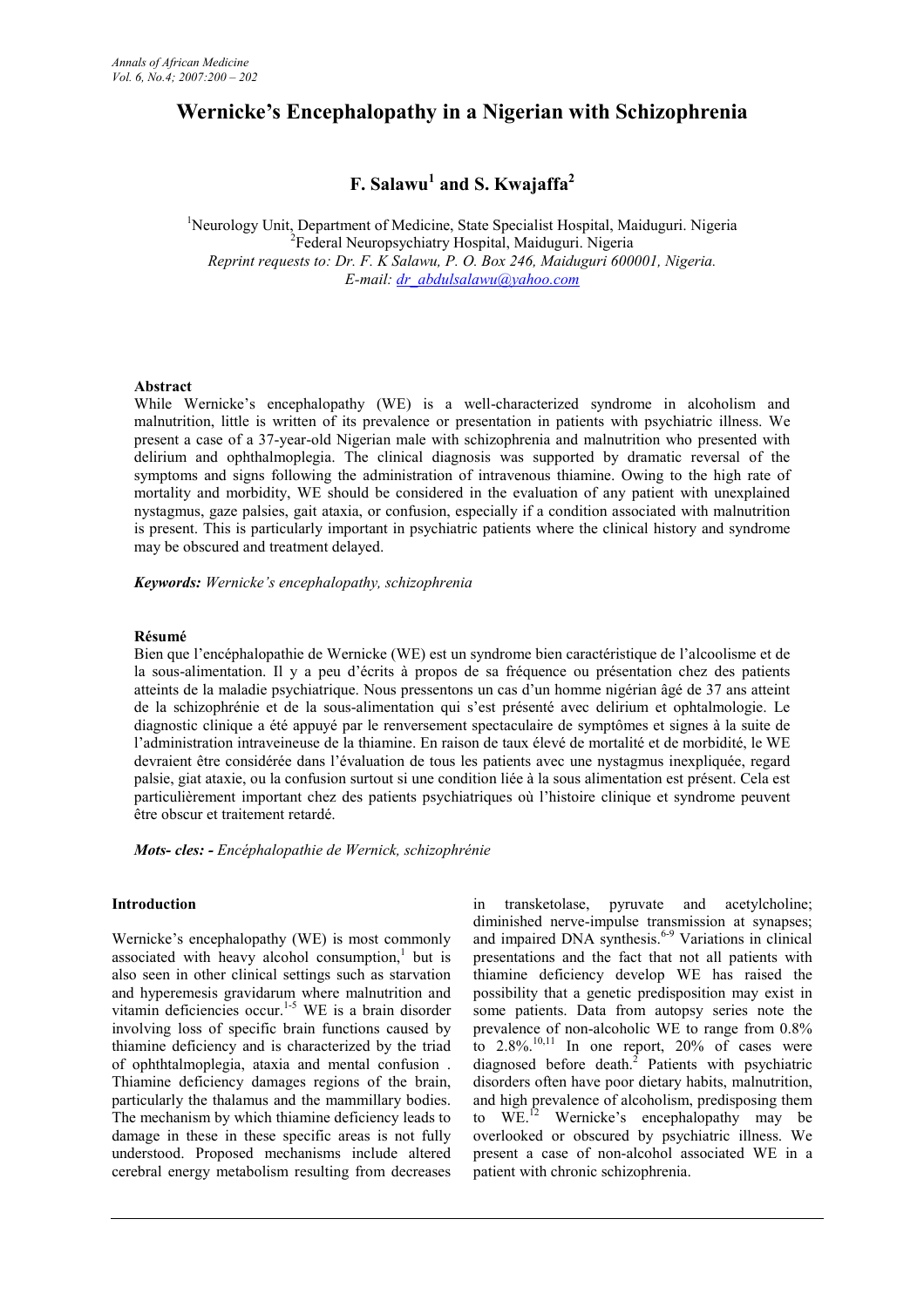# Wernicke's Encephalopathy in a Nigerian with Schizophrenia

## F. Salawu[1] and S. Kwajaffa[2]

[1]Neurology Unit, Department of Medicine, State Specialist Hospital, Maiduguri. Nigeria
[2]Federal Neuropsychiatry Hospital, Maiduguri. Nigeria
*Reprint requests to: Dr. F. K Salawu, P. O. Box 246, Maiduguri 600001, Nigeria.*
*E-mail: dr_abdulsalawu@yahoo.com*

### Abstract

While Wernicke's encephalopathy (WE) is a well-characterized syndrome in alcoholism and malnutrition, little is written of its prevalence or presentation in patients with psychiatric illness. We present a case of a 37-year-old Nigerian male with schizophrenia and malnutrition who presented with delirium and ophthalmoplegia. The clinical diagnosis was supported by dramatic reversal of the symptoms and signs following the administration of intravenous thiamine. Owing to the high rate of mortality and morbidity, WE should be considered in the evaluation of any patient with unexplained nystagmus, gaze palsies, gait ataxia, or confusion, especially if a condition associated with malnutrition is present. This is particularly important in psychiatric patients where the clinical history and syndrome may be obscured and treatment delayed.

***Keywords:*** *Wernicke's encephalopathy, schizophrenia*

### Résumé

Bien que l'encéphalopathie de Wernicke (WE) est un syndrome bien caractéristique de l'alcoolisme et de la sous-alimentation. Il y a peu d'écrits à propos de sa fréquence ou présentation chez des patients atteints de la maladie psychiatrique. Nous pressentons un cas d'un homme nigérian âgé de 37 ans atteint de la schizophrénie et de la sous-alimentation qui s'est présenté avec delirium et ophtalmologie. Le diagnostic clinique a été appuyé par le renversement spectaculaire de symptômes et signes à la suite de l'administration intraveineuse de la thiamine. En raison de taux élevé de mortalité et de morbidité, le WE devraient être considérée dans l'évaluation de tous les patients avec une nystagmus inexpliquée, regard palsie, giat ataxie, ou la confusion surtout si une condition liée à la sous alimentation est présent. Cela est particulièrement important chez des patients psychiatriques où l'histoire clinique et syndrome peuvent être obscur et traitement retardé.

***Mots- cles: -*** *Encéphalopathie de Wernick, schizophrénie*

### Introduction

Wernicke's encephalopathy (WE) is most commonly associated with heavy alcohol consumption,[1] but is also seen in other clinical settings such as starvation and hyperemesis gravidarum where malnutrition and vitamin deficiencies occur.[1-5] WE is a brain disorder involving loss of specific brain functions caused by thiamine deficiency and is characterized by the triad of ophthtalmoplegia, ataxia and mental confusion . Thiamine deficiency damages regions of the brain, particularly the thalamus and the mammillary bodies. The mechanism by which thiamine deficiency leads to damage in these in these specific areas is not fully understood. Proposed mechanisms include altered cerebral energy metabolism resulting from decreases in transketolase, pyruvate and acetylcholine; diminished nerve-impulse transmission at synapses; and impaired DNA synthesis.[6-9] Variations in clinical presentations and the fact that not all patients with thiamine deficiency develop WE has raised the possibility that a genetic predisposition may exist in some patients. Data from autopsy series note the prevalence of non-alcoholic WE to range from 0.8% to 2.8%.[10,11] In one report, 20% of cases were diagnosed before death.[2] Patients with psychiatric disorders often have poor dietary habits, malnutrition, and high prevalence of alcoholism, predisposing them to WE.[12] Wernicke's encephalopathy may be overlooked or obscured by psychiatric illness. We present a case of non-alcohol associated WE in a patient with chronic schizophrenia.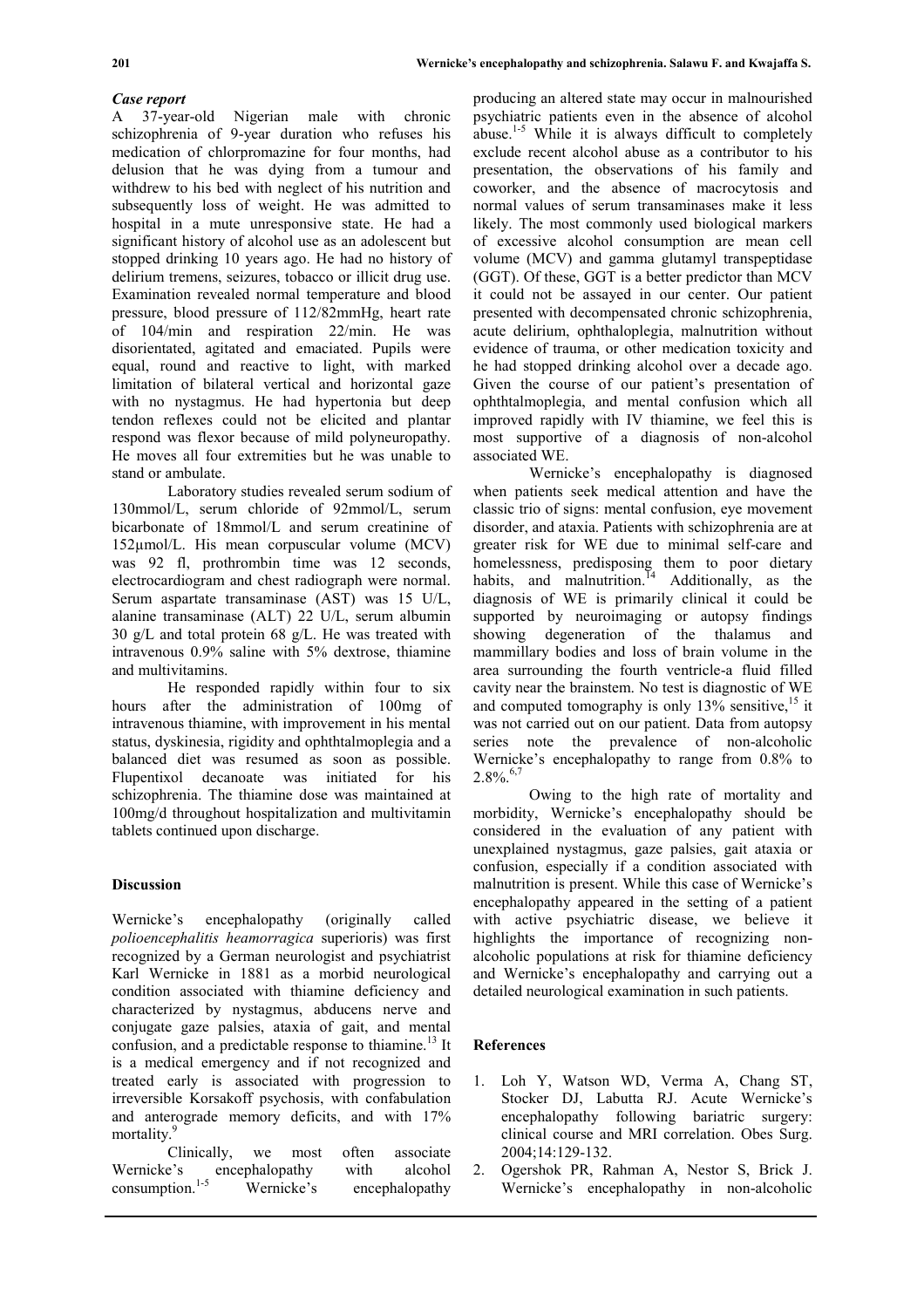### *Case report*

A 37-year-old Nigerian male with chronic schizophrenia of 9-year duration who refuses his medication of chlorpromazine for four months, had delusion that he was dying from a tumour and withdrew to his bed with neglect of his nutrition and subsequently loss of weight. He was admitted to hospital in a mute unresponsive state. He had a significant history of alcohol use as an adolescent but stopped drinking 10 years ago. He had no history of delirium tremens, seizures, tobacco or illicit drug use. Examination revealed normal temperature and blood pressure, blood pressure of 112/82mmHg, heart rate of 104/min and respiration 22/min. He was disorientated, agitated and emaciated. Pupils were equal, round and reactive to light, with marked limitation of bilateral vertical and horizontal gaze with no nystagmus. He had hypertonia but deep tendon reflexes could not be elicited and plantar respond was flexor because of mild polyneuropathy. He moves all four extremities but he was unable to stand or ambulate.

Laboratory studies revealed serum sodium of 130mmol/L, serum chloride of 92mmol/L, serum bicarbonate of 18mmol/L and serum creatinine of 152µmol/L. His mean corpuscular volume (MCV) was 92 fl, prothrombin time was 12 seconds, electrocardiogram and chest radiograph were normal. Serum aspartate transaminase (AST) was 15 U/L, alanine transaminase (ALT) 22 U/L, serum albumin 30 g/L and total protein 68 g/L. He was treated with intravenous 0.9% saline with 5% dextrose, thiamine and multivitamins.

He responded rapidly within four to six hours after the administration of 100mg of intravenous thiamine, with improvement in his mental status, dyskinesia, rigidity and ophthtalmoplegia and a balanced diet was resumed as soon as possible. Flupentixol decanoate was initiated for his schizophrenia. The thiamine dose was maintained at 100mg/d throughout hospitalization and multivitamin tablets continued upon discharge.

### Discussion

Wernicke's encephalopathy (originally called *polioencephalitis heamorragica* superioris) was first recognized by a German neurologist and psychiatrist Karl Wernicke in 1881 as a morbid neurological condition associated with thiamine deficiency and characterized by nystagmus, abducens nerve and conjugate gaze palsies, ataxia of gait, and mental confusion, and a predictable response to thiamine.[13] It is a medical emergency and if not recognized and treated early is associated with progression to irreversible Korsakoff psychosis, with confabulation and anterograde memory deficits, and with 17% mortality.[9]

Clinically, we most often associate Wernicke's encephalopathy with alcohol consumption.[1-5] Wernicke's encephalopathy producing an altered state may occur in malnourished psychiatric patients even in the absence of alcohol abuse.[1-5] While it is always difficult to completely exclude recent alcohol abuse as a contributor to his presentation, the observations of his family and coworker, and the absence of macrocytosis and normal values of serum transaminases make it less likely. The most commonly used biological markers of excessive alcohol consumption are mean cell volume (MCV) and gamma glutamyl transpeptidase (GGT). Of these, GGT is a better predictor than MCV it could not be assayed in our center. Our patient presented with decompensated chronic schizophrenia, acute delirium, ophthaloplegia, malnutrition without evidence of trauma, or other medication toxicity and he had stopped drinking alcohol over a decade ago. Given the course of our patient's presentation of ophthtalmoplegia, and mental confusion which all improved rapidly with IV thiamine, we feel this is most supportive of a diagnosis of non-alcohol associated WE.

Wernicke's encephalopathy is diagnosed when patients seek medical attention and have the classic trio of signs: mental confusion, eye movement disorder, and ataxia. Patients with schizophrenia are at greater risk for WE due to minimal self-care and homelessness, predisposing them to poor dietary habits, and malnutrition.[14] Additionally, as the diagnosis of WE is primarily clinical it could be supported by neuroimaging or autopsy findings showing degeneration of the thalamus and mammillary bodies and loss of brain volume in the area surrounding the fourth ventricle-a fluid filled cavity near the brainstem. No test is diagnostic of WE and computed tomography is only 13% sensitive,[15] it was not carried out on our patient. Data from autopsy series note the prevalence of non-alcoholic Wernicke's encephalopathy to range from 0.8% to 2.8%.[6,7]

Owing to the high rate of mortality and morbidity, Wernicke's encephalopathy should be considered in the evaluation of any patient with unexplained nystagmus, gaze palsies, gait ataxia or confusion, especially if a condition associated with malnutrition is present. While this case of Wernicke's encephalopathy appeared in the setting of a patient with active psychiatric disease, we believe it highlights the importance of recognizing non-alcoholic populations at risk for thiamine deficiency and Wernicke's encephalopathy and carrying out a detailed neurological examination in such patients.

### References

1. Loh Y, Watson WD, Verma A, Chang ST, Stocker DJ, Labutta RJ. Acute Wernicke's encephalopathy following bariatric surgery: clinical course and MRI correlation. Obes Surg. 2004;14:129-132.
2. Ogershok PR, Rahman A, Nestor S, Brick J. Wernicke's encephalopathy in non-alcoholic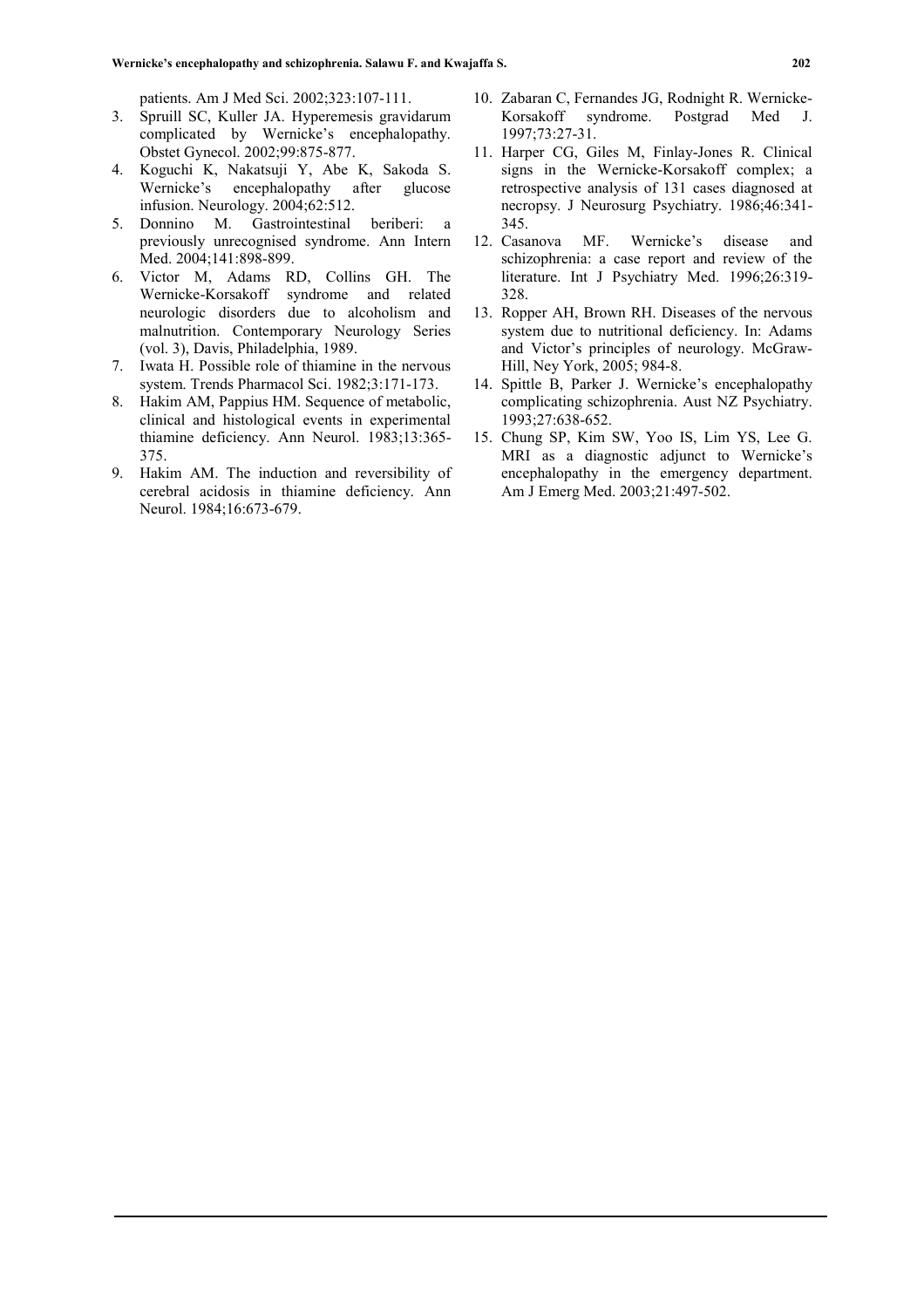patients. Am J Med Sci. 2002;323:107-111.

3. Spruill SC, Kuller JA. Hyperemesis gravidarum complicated by Wernicke's encephalopathy. Obstet Gynecol. 2002;99:875-877.
4. Koguchi K, Nakatsuji Y, Abe K, Sakoda S. Wernicke's encephalopathy after glucose infusion. Neurology. 2004;62:512.
5. Donnino M. Gastrointestinal beriberi: a previously unrecognised syndrome. Ann Intern Med. 2004;141:898-899.
6. Victor M, Adams RD, Collins GH. The Wernicke-Korsakoff syndrome and related neurologic disorders due to alcoholism and malnutrition. Contemporary Neurology Series (vol. 3), Davis, Philadelphia, 1989.
7. Iwata H. Possible role of thiamine in the nervous system. Trends Pharmacol Sci. 1982;3:171-173.
8. Hakim AM, Pappius HM. Sequence of metabolic, clinical and histological events in experimental thiamine deficiency. Ann Neurol. 1983;13:365-375.
9. Hakim AM. The induction and reversibility of cerebral acidosis in thiamine deficiency. Ann Neurol. 1984;16:673-679.
10. Zabaran C, Fernandes JG, Rodnight R. Wernicke-Korsakoff syndrome. Postgrad Med J. 1997;73:27-31.
11. Harper CG, Giles M, Finlay-Jones R. Clinical signs in the Wernicke-Korsakoff complex; a retrospective analysis of 131 cases diagnosed at necropsy. J Neurosurg Psychiatry. 1986;46:341-345.
12. Casanova MF. Wernicke's disease and schizophrenia: a case report and review of the literature. Int J Psychiatry Med. 1996;26:319-328.
13. Ropper AH, Brown RH. Diseases of the nervous system due to nutritional deficiency. In: Adams and Victor's principles of neurology. McGraw-Hill, Ney York, 2005; 984-8.
14. Spittle B, Parker J. Wernicke's encephalopathy complicating schizophrenia. Aust NZ Psychiatry. 1993;27:638-652.
15. Chung SP, Kim SW, Yoo IS, Lim YS, Lee G. MRI as a diagnostic adjunct to Wernicke's encephalopathy in the emergency department. Am J Emerg Med. 2003;21:497-502.